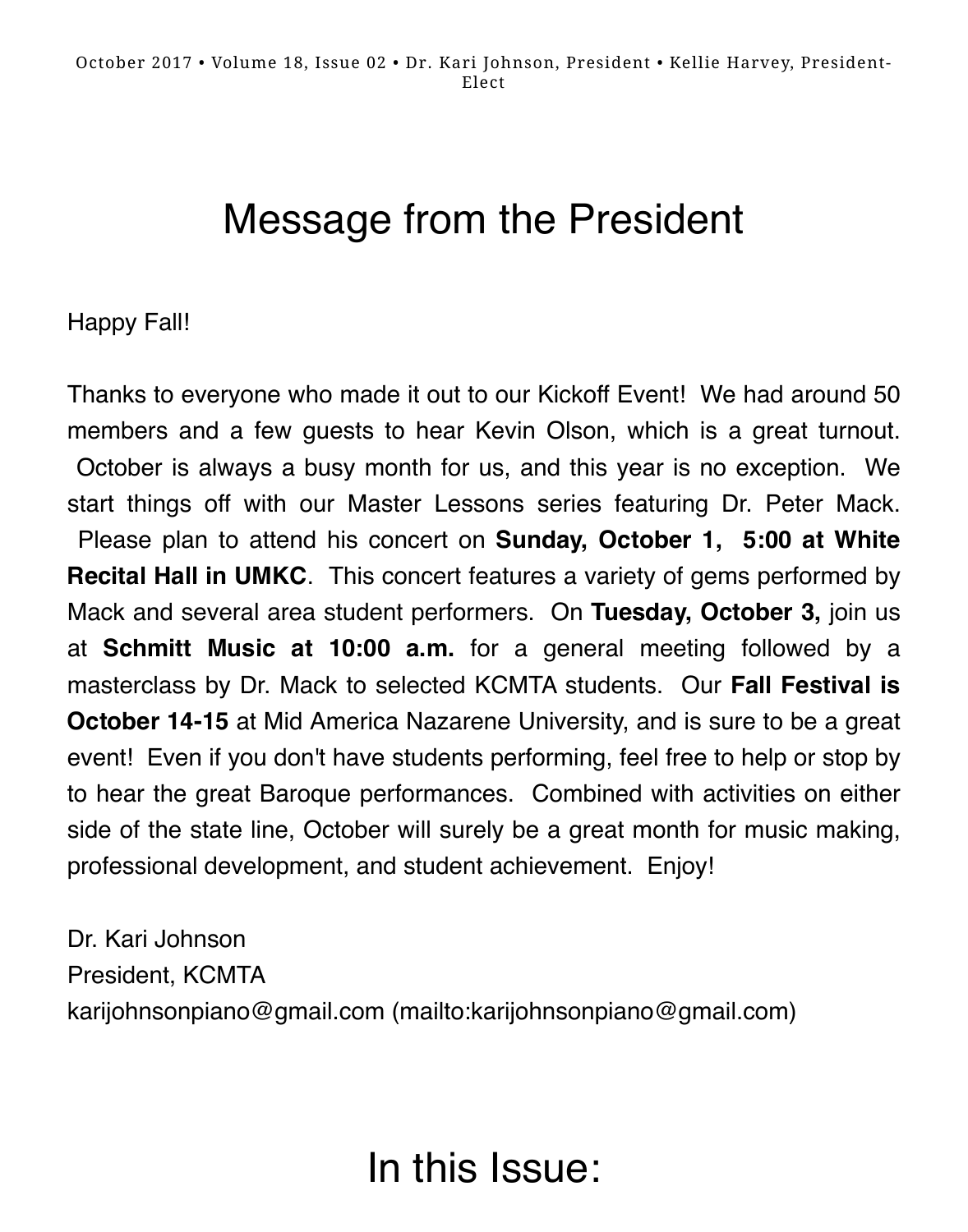October 2017 • Volume 18, Issue 02 • Dr. Kari Johnson, President • Kellie Harvey, President-Elect

# Message from the President

Happy Fall!

Thanks to everyone who made it out to our Kickoff Event! We had around 50 members and a few guests to hear Kevin Olson, which is a great turnout. October is always a busy month for us, and this year is no exception. We start things off with our Master Lessons series featuring Dr. Peter Mack. Please plan to attend his concert on **Sunday, October 1, 5:00 at White Recital Hall in UMKC**. This concert features a variety of gems performed by Mack and several area student performers. On **Tuesday, October 3,** join us at **Schmitt Music at 10:00 a.m.** for a general meeting followed by a masterclass by Dr. Mack to selected KCMTA students. Our **Fall Festival is October 14-15** at Mid America Nazarene University, and is sure to be a great event! Even if you don't have students performing, feel free to help or stop by to hear the great Baroque performances. Combined with activities on either side of the state line, October will surely be a great month for music making, professional development, and student achievement. Enjoy!

Dr. Kari Johnson
President, KCMTA
karijohnsonpiano@gmail.com (mailto:karijohnsonpiano@gmail.com)

# In this Issue: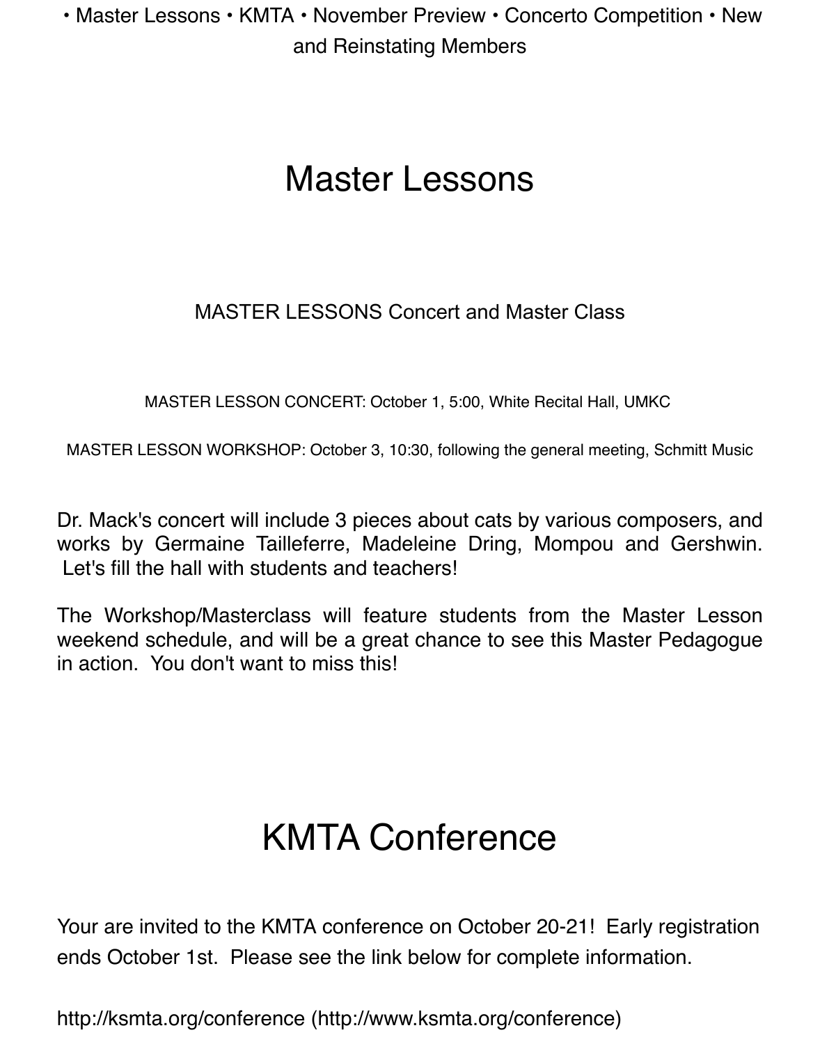• Master Lessons • KMTA • November Preview • Concerto Competition • New and Reinstating Members

# Master Lessons

MASTER LESSONS Concert and Master Class

MASTER LESSON CONCERT: October 1, 5:00, White Recital Hall, UMKC

MASTER LESSON WORKSHOP: October 3, 10:30, following the general meeting, Schmitt Music

Dr. Mack's concert will include 3 pieces about cats by various composers, and works by Germaine Tailleferre, Madeleine Dring, Mompou and Gershwin. Let's fill the hall with students and teachers!

The Workshop/Masterclass will feature students from the Master Lesson weekend schedule, and will be a great chance to see this Master Pedagogue in action. You don't want to miss this!

# KMTA Conference

Your are invited to the KMTA conference on October 20-21! Early registration ends October 1st. Please see the link below for complete information.

http://ksmta.org/conference (http://www.ksmta.org/conference)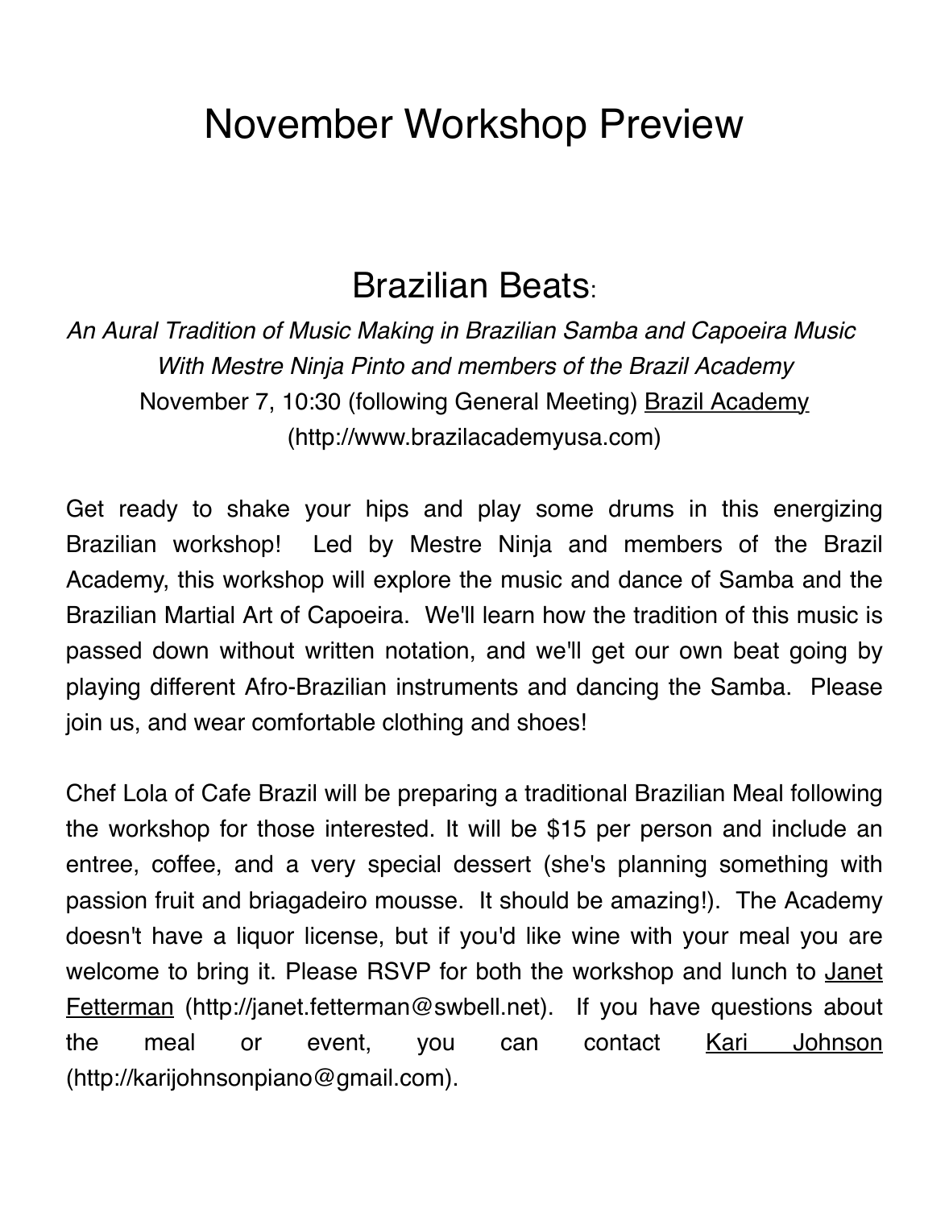# November Workshop Preview

## Brazilian Beats:

*An Aural Tradition of Music Making in Brazilian Samba and Capoeira Music*
*With Mestre Ninja Pinto and members of the Brazil Academy*
November 7, 10:30 (following General Meeting) Brazil Academy (http://www.brazilacademyusa.com)

Get ready to shake your hips and play some drums in this energizing Brazilian workshop!  Led by Mestre Ninja and members of the Brazil Academy, this workshop will explore the music and dance of Samba and the Brazilian Martial Art of Capoeira.  We'll learn how the tradition of this music is passed down without written notation, and we'll get our own beat going by playing different Afro-Brazilian instruments and dancing the Samba.  Please join us, and wear comfortable clothing and shoes!

Chef Lola of Cafe Brazil will be preparing a traditional Brazilian Meal following the workshop for those interested. It will be $15 per person and include an entree, coffee, and a very special dessert (she's planning something with passion fruit and briagadeiro mousse.  It should be amazing!).  The Academy doesn't have a liquor license, but if you'd like wine with your meal you are welcome to bring it. Please RSVP for both the workshop and lunch to Janet Fetterman (http://janet.fetterman@swbell.net).  If you have questions about the meal or event, you can contact Kari Johnson (http://karijohnsonpiano@gmail.com).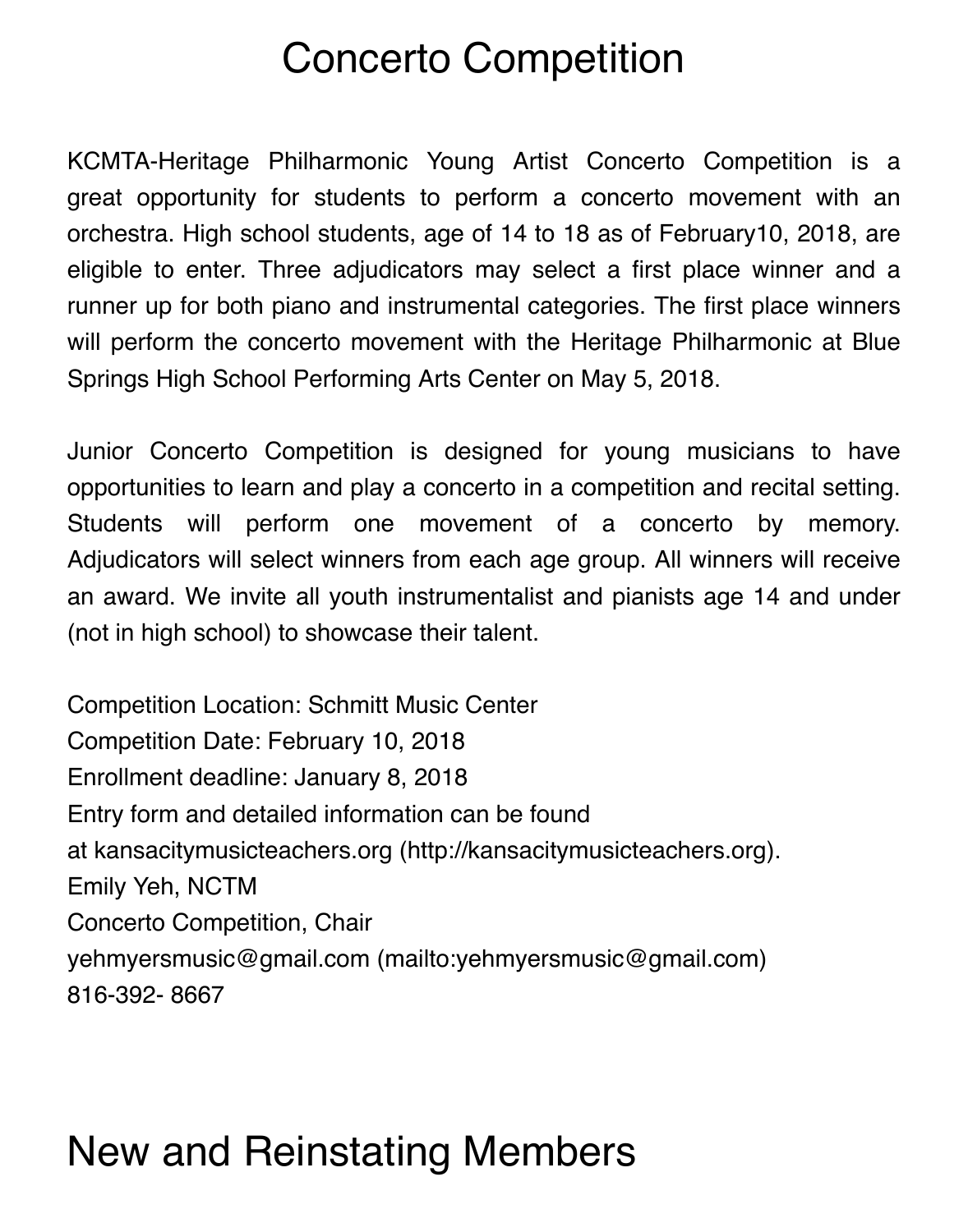# Concerto Competition

KCMTA-Heritage Philharmonic Young Artist Concerto Competition is a great opportunity for students to perform a concerto movement with an orchestra. High school students, age of 14 to 18 as of February10, 2018, are eligible to enter. Three adjudicators may select a first place winner and a runner up for both piano and instrumental categories. The first place winners will perform the concerto movement with the Heritage Philharmonic at Blue Springs High School Performing Arts Center on May 5, 2018.

Junior Concerto Competition is designed for young musicians to have opportunities to learn and play a concerto in a competition and recital setting. Students will perform one movement of a concerto by memory. Adjudicators will select winners from each age group. All winners will receive an award. We invite all youth instrumentalist and pianists age 14 and under (not in high school) to showcase their talent.

Competition Location: Schmitt Music Center
Competition Date: February 10, 2018
Enrollment deadline: January 8, 2018
Entry form and detailed information can be found
at kansacitymusicteachers.org (http://kansacitymusicteachers.org).
Emily Yeh, NCTM
Concerto Competition, Chair
yehmyersmusic@gmail.com (mailto:yehmyersmusic@gmail.com)
816-392- 8667

# New and Reinstating Members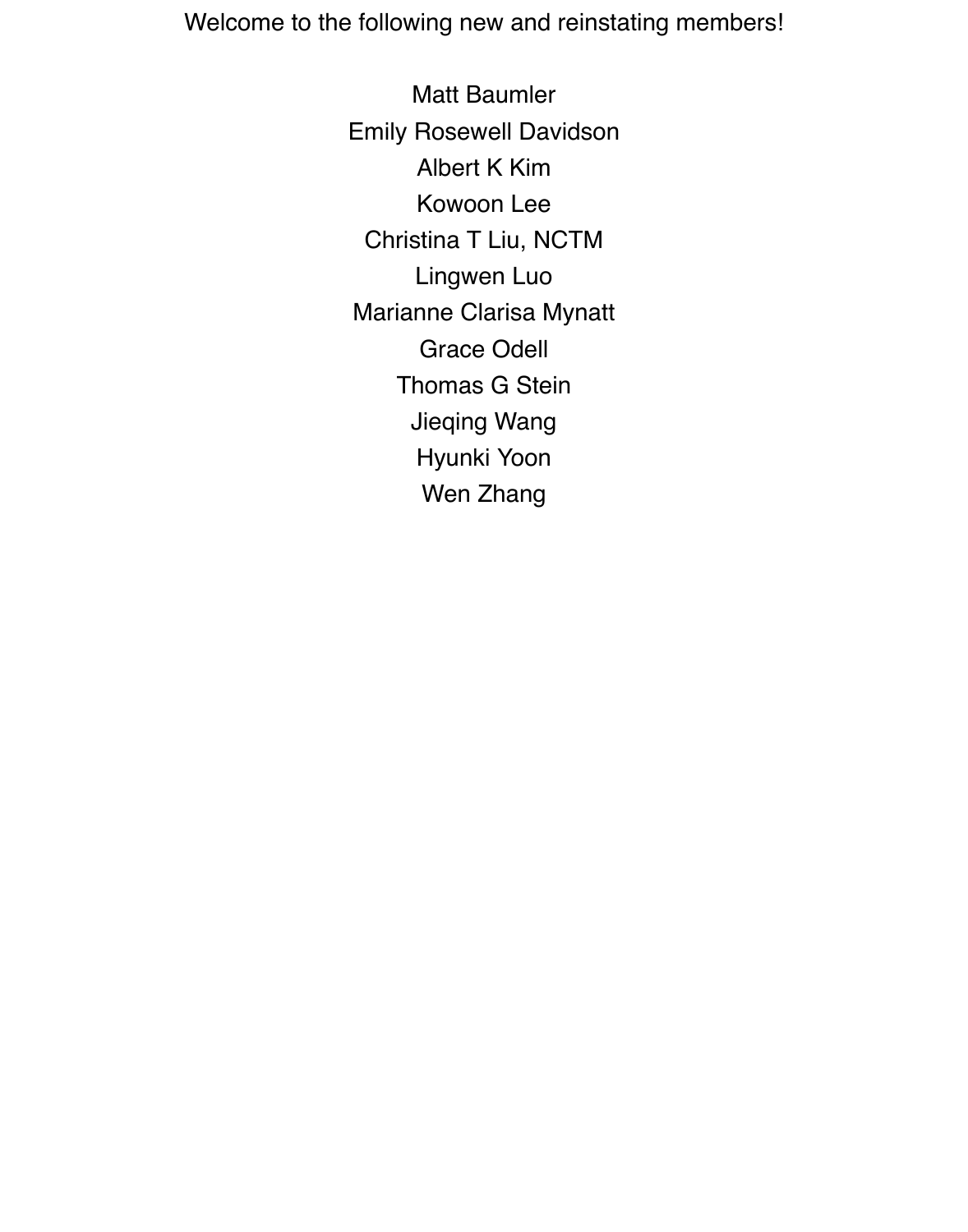Welcome to the following new and reinstating members!

Matt Baumler

Emily Rosewell Davidson

Albert K Kim

Kowoon Lee

Christina T Liu, NCTM

Lingwen Luo

Marianne Clarisa Mynatt

Grace Odell

Thomas G Stein

Jieqing Wang

Hyunki Yoon

Wen Zhang